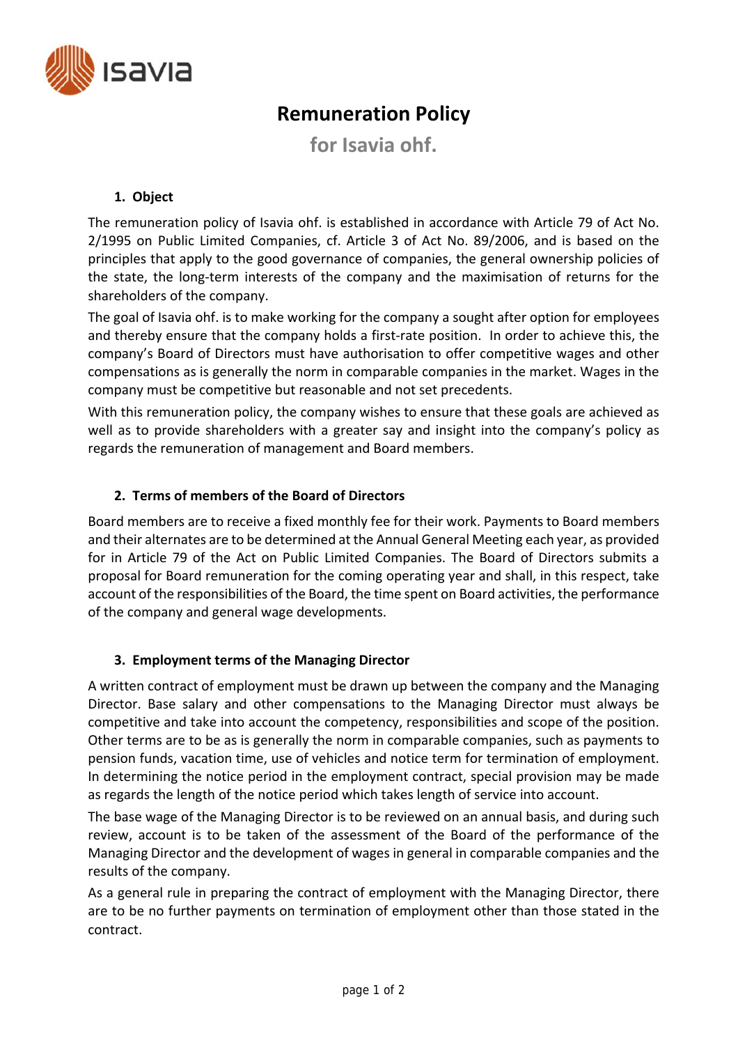# Remuneration Policy

## for Isavia ohf.

### 1. Object

The remuneration policy of Isavia ohf. is established in accordance with Article 79 of Act No. 2/1995 on Public Limited Companies, cf. Article 3 of Act No. 89/2006, and is based on the principles that apply to the good governance of companies, the general ownership policies of the state, the long-term interests of the company and the maximisation of returns for the shareholders of the company.

The goal of Isavia ohf. is to make working for the company a sought after option for employees and thereby ensure that the company holds a first-rate position. In order to achieve this, the company's Board of Directors must have authorisation to offer competitive wages and other compensations as is generally the norm in comparable companies in the market. Wages in the company must be competitive but reasonable and not set precedents.

With this remuneration policy, the company wishes to ensure that these goals are achieved as well as to provide shareholders with a greater say and insight into the company's policy as regards the remuneration of management and Board members.

### 2. Terms of members of the Board of Directors

Board members are to receive a fixed monthly fee for their work. Payments to Board members and their alternates are to be determined at the Annual General Meeting each year, as provided for in Article 79 of the Act on Public Limited Companies. The Board of Directors submits a proposal for Board remuneration for the coming operating year and shall, in this respect, take account of the responsibilities of the Board, the time spent on Board activities, the performance of the company and general wage developments.

### 3. Employment terms of the Managing Director

A written contract of employment must be drawn up between the company and the Managing Director. Base salary and other compensations to the Managing Director must always be competitive and take into account the competency, responsibilities and scope of the position. Other terms are to be as is generally the norm in comparable companies, such as payments to pension funds, vacation time, use of vehicles and notice term for termination of employment. In determining the notice period in the employment contract, special provision may be made as regards the length of the notice period which takes length of service into account.

The base wage of the Managing Director is to be reviewed on an annual basis, and during such review, account is to be taken of the assessment of the Board of the performance of the Managing Director and the development of wages in general in comparable companies and the results of the company.

As a general rule in preparing the contract of employment with the Managing Director, there are to be no further payments on termination of employment other than those stated in the contract.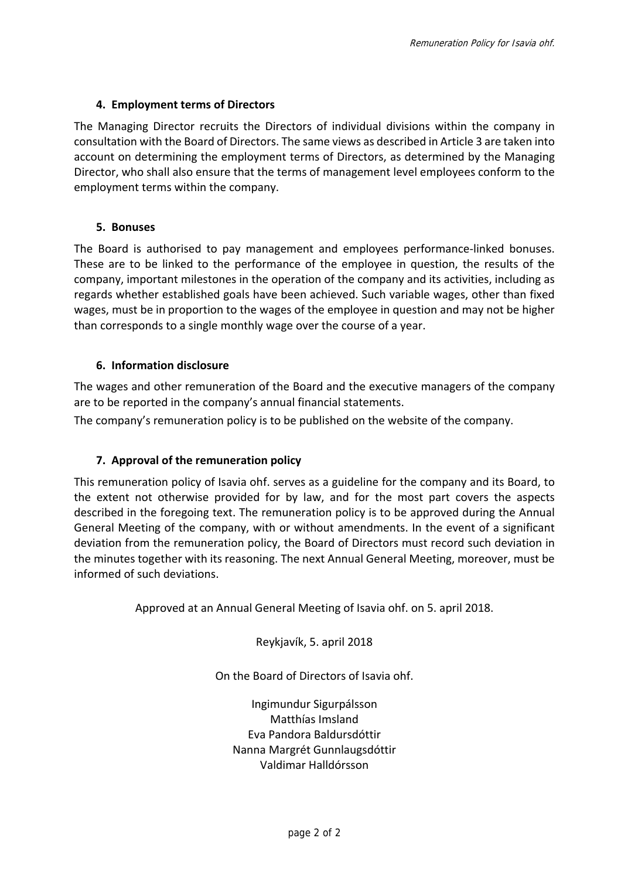## 4. Employment terms of Directors

The Managing Director recruits the Directors of individual divisions within the company in consultation with the Board of Directors. The same views as described in Article 3 are taken into account on determining the employment terms of Directors, as determined by the Managing Director, who shall also ensure that the terms of management level employees conform to the employment terms within the company.

## 5. Bonuses

The Board is authorised to pay management and employees performance-linked bonuses. These are to be linked to the performance of the employee in question, the results of the company, important milestones in the operation of the company and its activities, including as regards whether established goals have been achieved. Such variable wages, other than fixed wages, must be in proportion to the wages of the employee in question and may not be higher than corresponds to a single monthly wage over the course of a year.

## 6. Information disclosure

The wages and other remuneration of the Board and the executive managers of the company are to be reported in the company's annual financial statements.

The company's remuneration policy is to be published on the website of the company.

## 7. Approval of the remuneration policy

This remuneration policy of Isavia ohf. serves as a guideline for the company and its Board, to the extent not otherwise provided for by law, and for the most part covers the aspects described in the foregoing text. The remuneration policy is to be approved during the Annual General Meeting of the company, with or without amendments. In the event of a significant deviation from the remuneration policy, the Board of Directors must record such deviation in the minutes together with its reasoning. The next Annual General Meeting, moreover, must be informed of such deviations.

Approved at an Annual General Meeting of Isavia ohf. on 5. april 2018.

Reykjavík, 5. april 2018

On the Board of Directors of Isavia ohf.

Ingimundur Sigurpálsson
Matthías Imsland
Eva Pandora Baldursdóttir
Nanna Margrét Gunnlaugsdóttir
Valdimar Halldórsson